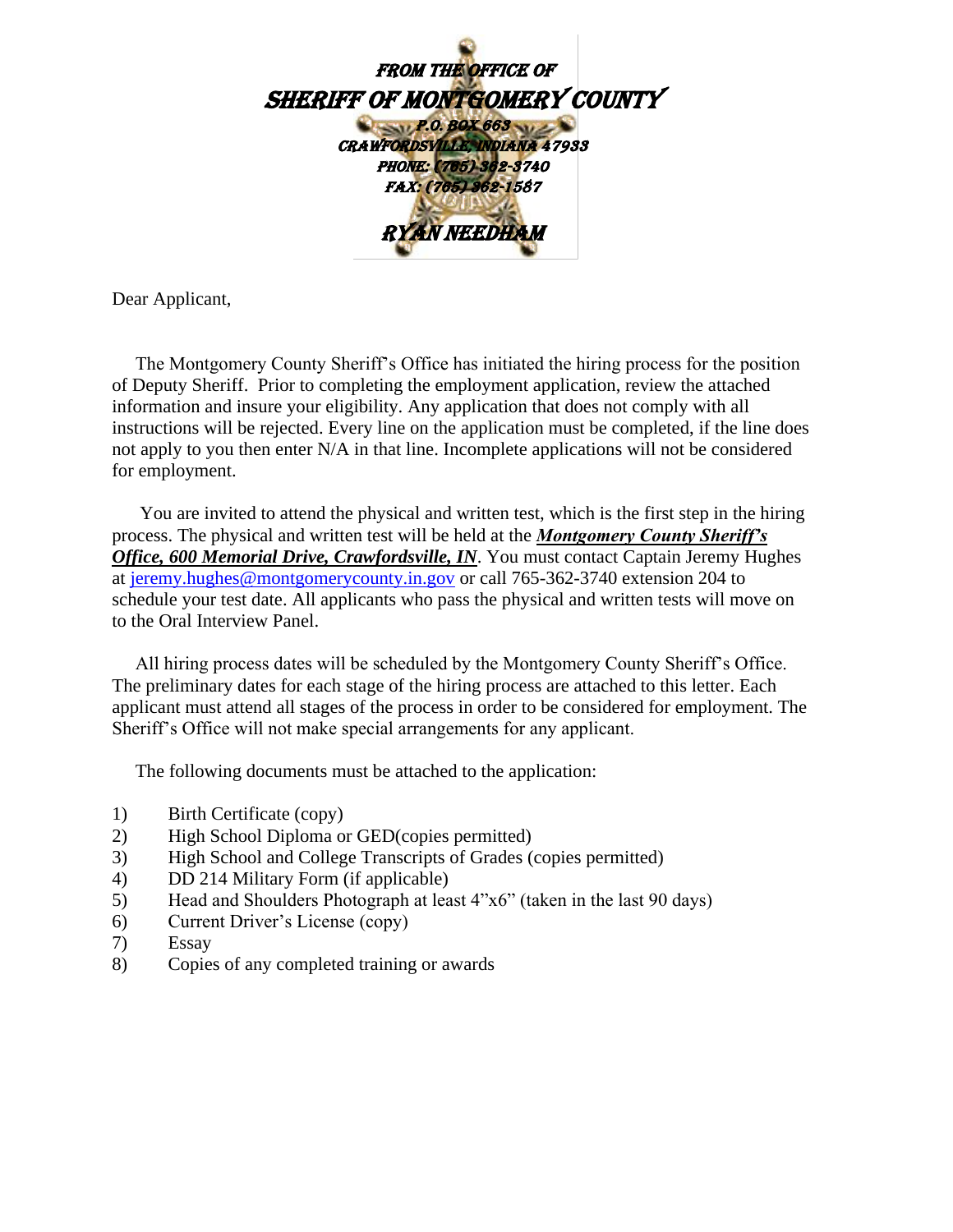**_FROM THE OFFICE OF_**

# _SHERIFF OF MONTGOMERY COUNTY_

**_P.O. BOX 663_**
**_CRAWFORDSVILLE, INDIANA 47933_**
**_PHONE: (765) 362-3740_**
**_FAX: (765) 362-1587_**

**_RYAN NEEDHAM_**

Dear Applicant,

The Montgomery County Sheriff's Office has initiated the hiring process for the position of Deputy Sheriff. Prior to completing the employment application, review the attached information and insure your eligibility. Any application that does not comply with all instructions will be rejected. Every line on the application must be completed, if the line does not apply to you then enter N/A in that line. Incomplete applications will not be considered for employment.

You are invited to attend the physical and written test, which is the first step in the hiring process. The physical and written test will be held at the ***Montgomery County Sheriff's Office, 600 Memorial Drive, Crawfordsville, IN***. You must contact Captain Jeremy Hughes at jeremy.hughes@montgomerycounty.in.gov or call 765-362-3740 extension 204 to schedule your test date. All applicants who pass the physical and written tests will move on to the Oral Interview Panel.

All hiring process dates will be scheduled by the Montgomery County Sheriff's Office. The preliminary dates for each stage of the hiring process are attached to this letter. Each applicant must attend all stages of the process in order to be considered for employment. The Sheriff's Office will not make special arrangements for any applicant.

The following documents must be attached to the application:

1) Birth Certificate (copy)
2) High School Diploma or GED(copies permitted)
3) High School and College Transcripts of Grades (copies permitted)
4) DD 214 Military Form (if applicable)
5) Head and Shoulders Photograph at least 4"x6" (taken in the last 90 days)
6) Current Driver's License (copy)
7) Essay
8) Copies of any completed training or awards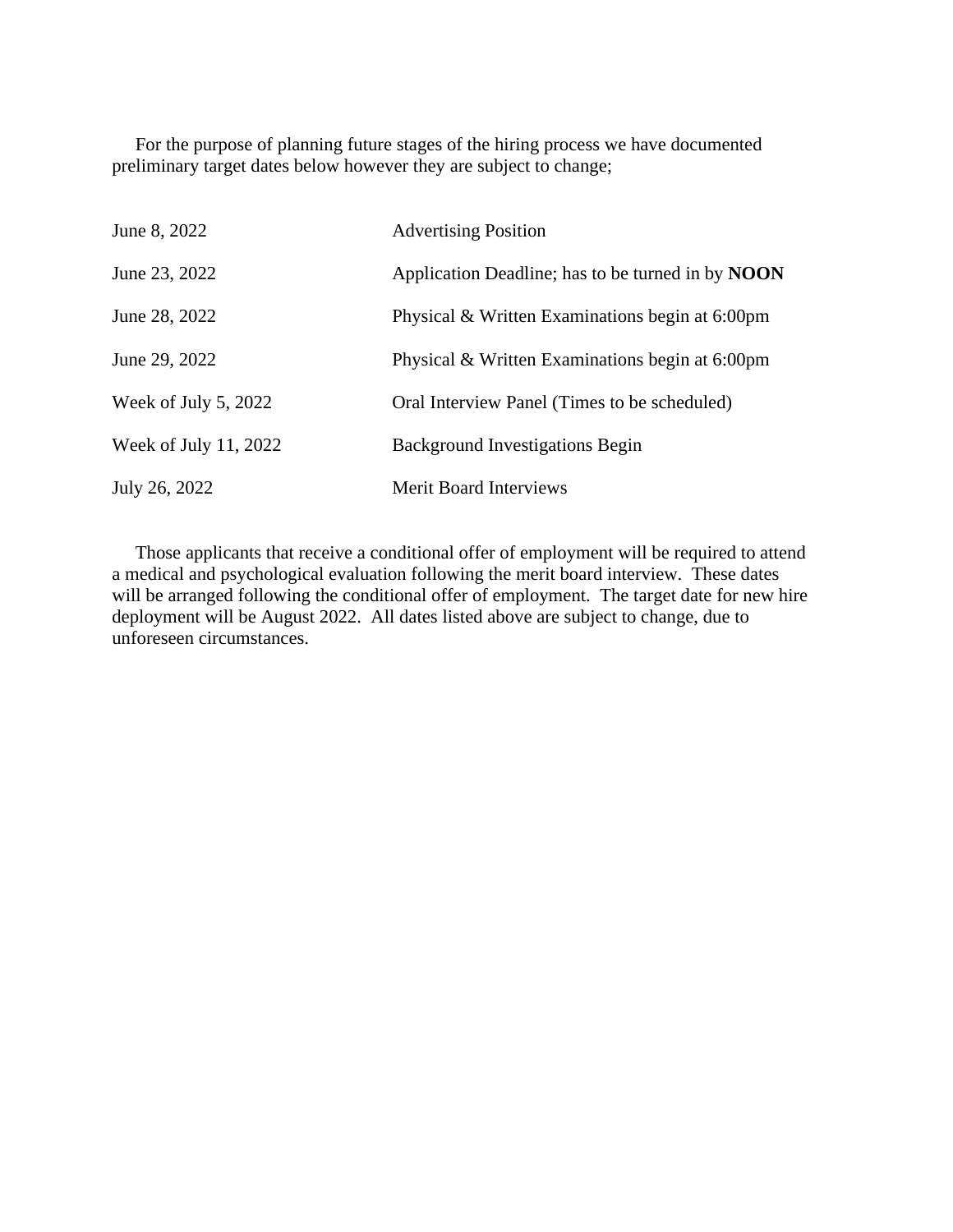For the purpose of planning future stages of the hiring process we have documented preliminary target dates below however they are subject to change;

| | |
|---|---|
| June 8, 2022 | Advertising Position |
| June 23, 2022 | Application Deadline; has to be turned in by **NOON** |
| June 28, 2022 | Physical & Written Examinations begin at 6:00pm |
| June 29, 2022 | Physical & Written Examinations begin at 6:00pm |
| Week of July 5, 2022 | Oral Interview Panel (Times to be scheduled) |
| Week of July 11, 2022 | Background Investigations Begin |
| July 26, 2022 | Merit Board Interviews |

Those applicants that receive a conditional offer of employment will be required to attend a medical and psychological evaluation following the merit board interview. These dates will be arranged following the conditional offer of employment. The target date for new hire deployment will be August 2022. All dates listed above are subject to change, due to unforeseen circumstances.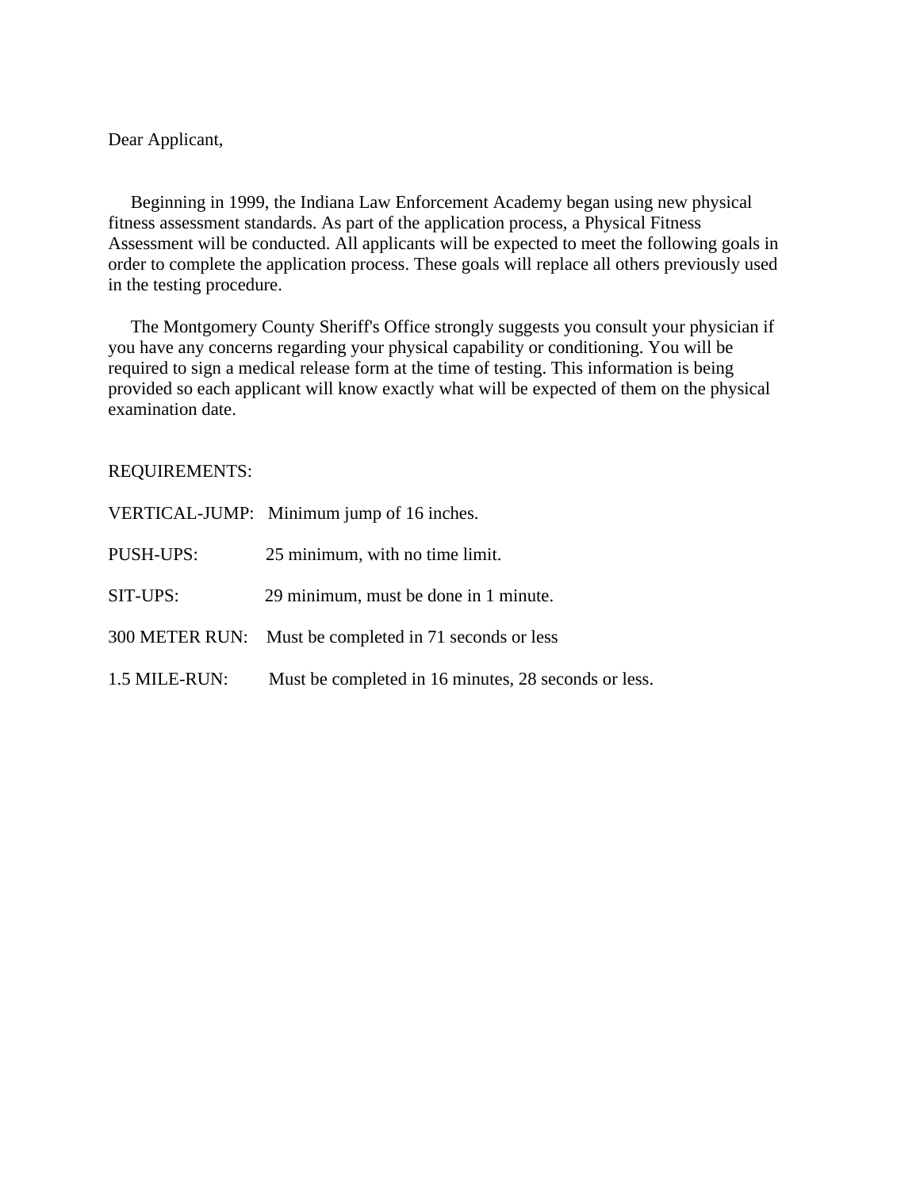Dear Applicant,

Beginning in 1999, the Indiana Law Enforcement Academy began using new physical fitness assessment standards. As part of the application process, a Physical Fitness Assessment will be conducted. All applicants will be expected to meet the following goals in order to complete the application process. These goals will replace all others previously used in the testing procedure.

The Montgomery County Sheriff's Office strongly suggests you consult your physician if you have any concerns regarding your physical capability or conditioning. You will be required to sign a medical release form at the time of testing. This information is being provided so each applicant will know exactly what will be expected of them on the physical examination date.

REQUIREMENTS:

VERTICAL-JUMP: Minimum jump of 16 inches.

PUSH-UPS: 25 minimum, with no time limit.

SIT-UPS: 29 minimum, must be done in 1 minute.

300 METER RUN: Must be completed in 71 seconds or less

1.5 MILE-RUN: Must be completed in 16 minutes, 28 seconds or less.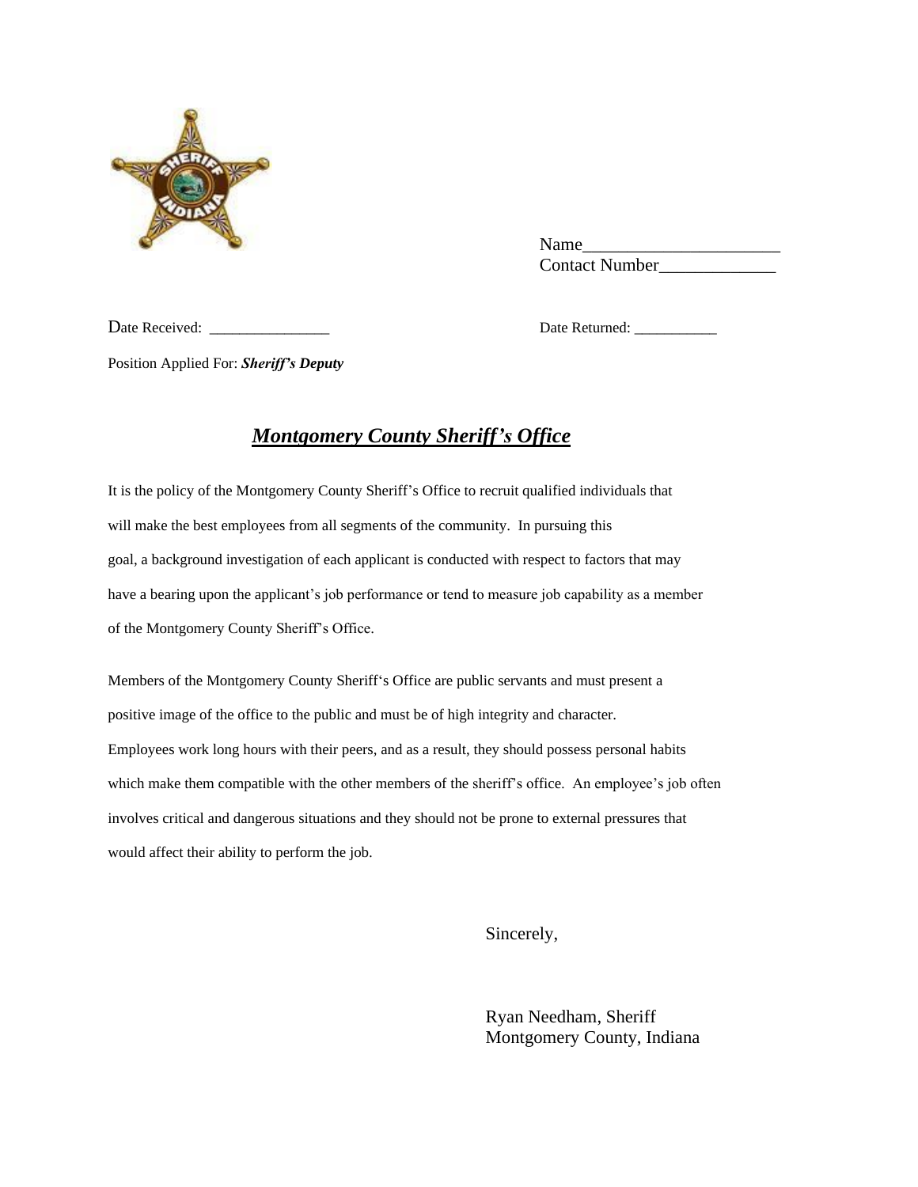Name______________________
Contact Number_____________

Date Received: ________________

Date Returned: ___________

Position Applied For: ***Sheriff's Deputy***

## ***Montgomery County Sheriff's Office***

It is the policy of the Montgomery County Sheriff's Office to recruit qualified individuals that will make the best employees from all segments of the community. In pursuing this goal, a background investigation of each applicant is conducted with respect to factors that may have a bearing upon the applicant's job performance or tend to measure job capability as a member of the Montgomery County Sheriff's Office.

Members of the Montgomery County Sheriff's Office are public servants and must present a positive image of the office to the public and must be of high integrity and character. Employees work long hours with their peers, and as a result, they should possess personal habits which make them compatible with the other members of the sheriff's office. An employee's job often involves critical and dangerous situations and they should not be prone to external pressures that would affect their ability to perform the job.

Sincerely,

Ryan Needham, Sheriff
Montgomery County, Indiana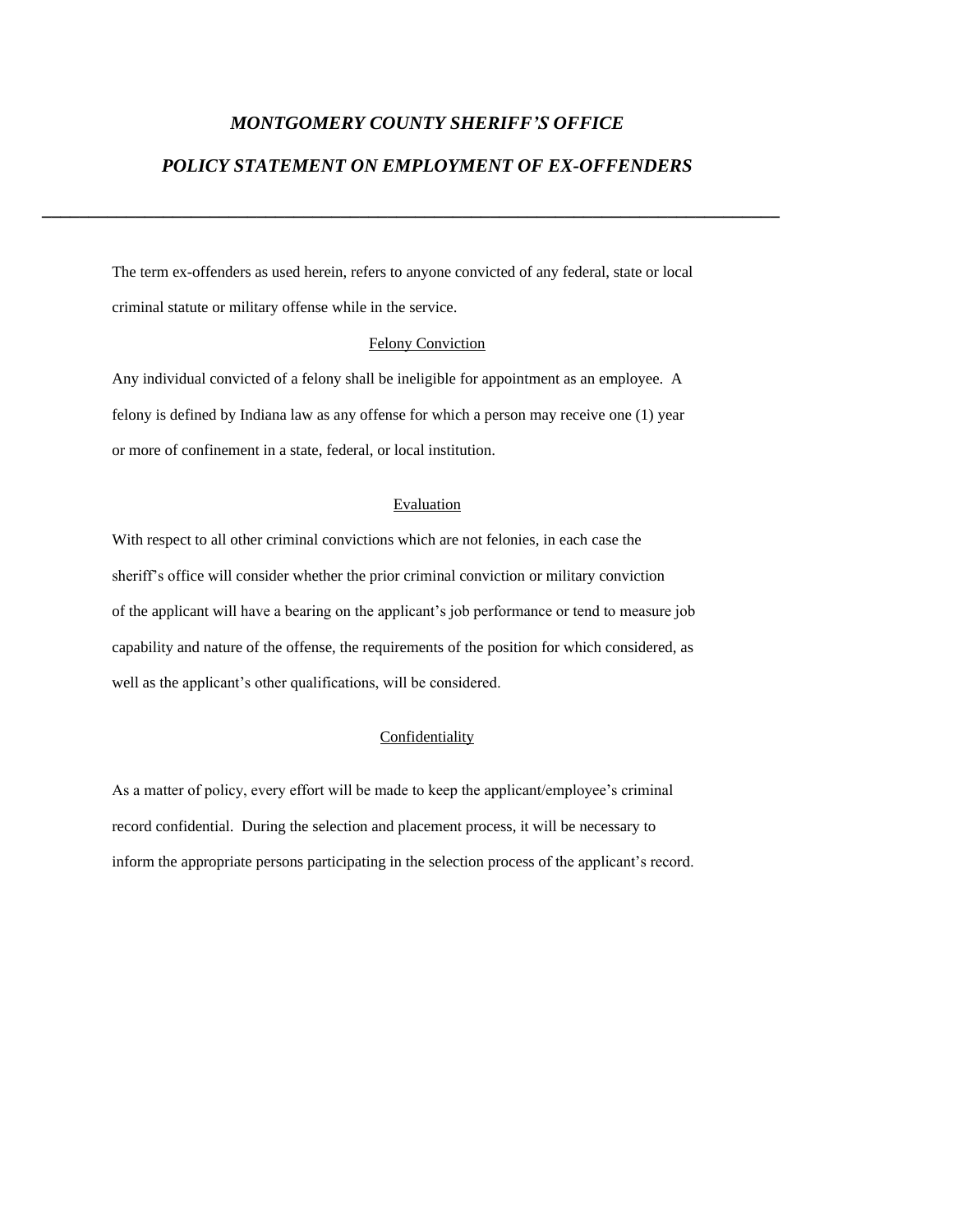# *MONTGOMERY COUNTY SHERIFF'S OFFICE*

## *POLICY STATEMENT ON EMPLOYMENT OF EX-OFFENDERS*

---

The term ex-offenders as used herein, refers to anyone convicted of any federal, state or local criminal statute or military offense while in the service.

### Felony Conviction

Any individual convicted of a felony shall be ineligible for appointment as an employee. A felony is defined by Indiana law as any offense for which a person may receive one (1) year or more of confinement in a state, federal, or local institution.

### Evaluation

With respect to all other criminal convictions which are not felonies, in each case the sheriff's office will consider whether the prior criminal conviction or military conviction of the applicant will have a bearing on the applicant's job performance or tend to measure job capability and nature of the offense, the requirements of the position for which considered, as well as the applicant's other qualifications, will be considered.

### Confidentiality

As a matter of policy, every effort will be made to keep the applicant/employee's criminal record confidential. During the selection and placement process, it will be necessary to inform the appropriate persons participating in the selection process of the applicant's record.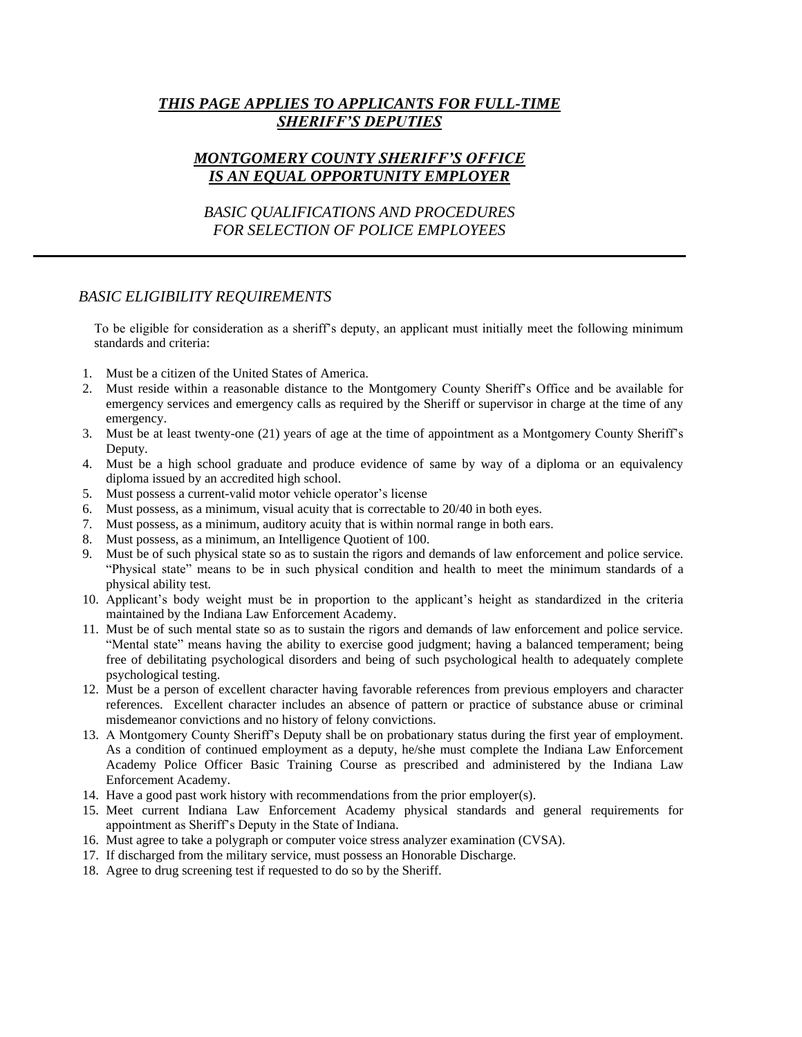***<u>THIS PAGE APPLIES TO APPLICANTS FOR FULL-TIME SHERIFF'S DEPUTIES</u>***

***<u>MONTGOMERY COUNTY SHERIFF'S OFFICE IS AN EQUAL OPPORTUNITY EMPLOYER</u>***

*BASIC QUALIFICATIONS AND PROCEDURES FOR SELECTION OF POLICE EMPLOYEES*

---

## *BASIC ELIGIBILITY REQUIREMENTS*

To be eligible for consideration as a sheriff's deputy, an applicant must initially meet the following minimum standards and criteria:

1. Must be a citizen of the United States of America.
2. Must reside within a reasonable distance to the Montgomery County Sheriff's Office and be available for emergency services and emergency calls as required by the Sheriff or supervisor in charge at the time of any emergency.
3. Must be at least twenty-one (21) years of age at the time of appointment as a Montgomery County Sheriff's Deputy.
4. Must be a high school graduate and produce evidence of same by way of a diploma or an equivalency diploma issued by an accredited high school.
5. Must possess a current-valid motor vehicle operator's license
6. Must possess, as a minimum, visual acuity that is correctable to 20/40 in both eyes.
7. Must possess, as a minimum, auditory acuity that is within normal range in both ears.
8. Must possess, as a minimum, an Intelligence Quotient of 100.
9. Must be of such physical state so as to sustain the rigors and demands of law enforcement and police service. "Physical state" means to be in such physical condition and health to meet the minimum standards of a physical ability test.
10. Applicant's body weight must be in proportion to the applicant's height as standardized in the criteria maintained by the Indiana Law Enforcement Academy.
11. Must be of such mental state so as to sustain the rigors and demands of law enforcement and police service. "Mental state" means having the ability to exercise good judgment; having a balanced temperament; being free of debilitating psychological disorders and being of such psychological health to adequately complete psychological testing.
12. Must be a person of excellent character having favorable references from previous employers and character references. Excellent character includes an absence of pattern or practice of substance abuse or criminal misdemeanor convictions and no history of felony convictions.
13. A Montgomery County Sheriff's Deputy shall be on probationary status during the first year of employment. As a condition of continued employment as a deputy, he/she must complete the Indiana Law Enforcement Academy Police Officer Basic Training Course as prescribed and administered by the Indiana Law Enforcement Academy.
14. Have a good past work history with recommendations from the prior employer(s).
15. Meet current Indiana Law Enforcement Academy physical standards and general requirements for appointment as Sheriff's Deputy in the State of Indiana.
16. Must agree to take a polygraph or computer voice stress analyzer examination (CVSA).
17. If discharged from the military service, must possess an Honorable Discharge.
18. Agree to drug screening test if requested to do so by the Sheriff.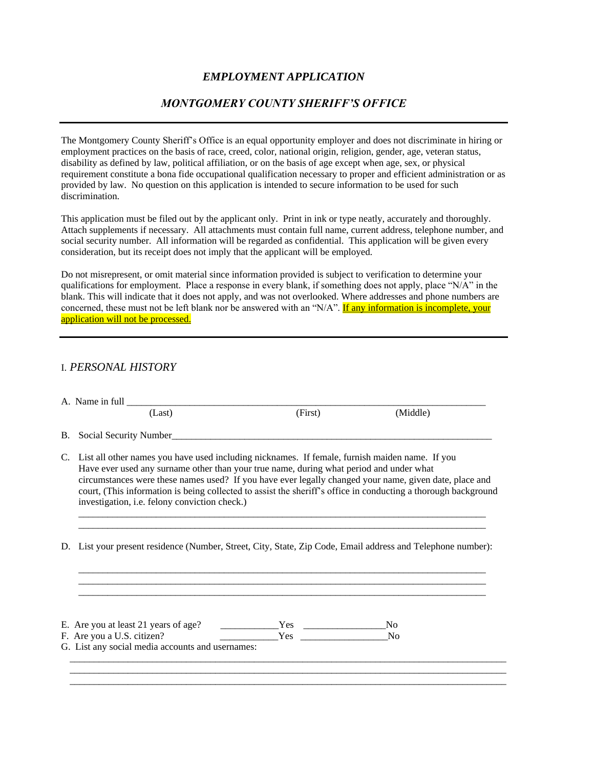# *EMPLOYMENT APPLICATION*

## *MONTGOMERY COUNTY SHERIFF'S OFFICE*

---

The Montgomery County Sheriff's Office is an equal opportunity employer and does not discriminate in hiring or employment practices on the basis of race, creed, color, national origin, religion, gender, age, veteran status, disability as defined by law, political affiliation, or on the basis of age except when age, sex, or physical requirement constitute a bona fide occupational qualification necessary to proper and efficient administration or as provided by law. No question on this application is intended to secure information to be used for such discrimination.

This application must be filed out by the applicant only. Print in ink or type neatly, accurately and thoroughly. Attach supplements if necessary. All attachments must contain full name, current address, telephone number, and social security number. All information will be regarded as confidential. This application will be given every consideration, but its receipt does not imply that the applicant will be employed.

Do not misrepresent, or omit material since information provided is subject to verification to determine your qualifications for employment. Place a response in every blank, if something does not apply, place "N/A" in the blank. This will indicate that it does not apply, and was not overlooked. Where addresses and phone numbers are concerned, these must not be left blank nor be answered with an "N/A". <u>If any information is incomplete, your application will not be processed.</u>

---

### I. *PERSONAL HISTORY*

A. Name in full ______________________________________________________________________
(Last) (First) (Middle)

B. Social Security Number______________________________________________________________________

C. List all other names you have used including nicknames. If female, furnish maiden name. If you Have ever used any surname other than your true name, during what period and under what circumstances were these names used? If you have ever legally changed your name, given date, place and court, (This information is being collected to assist the sheriff's office in conducting a thorough background investigation, i.e. felony conviction check.)

______________________________________________________________________________
______________________________________________________________________________

D. List your present residence (Number, Street, City, State, Zip Code, Email address and Telephone number):

______________________________________________________________________________
______________________________________________________________________________
______________________________________________________________________________

E. Are you at least 21 years of age? ____________Yes _________________No
F. Are you a U.S. citizen? ____________Yes __________________No
G. List any social media accounts and usernames:

______________________________________________________________________________
______________________________________________________________________________
______________________________________________________________________________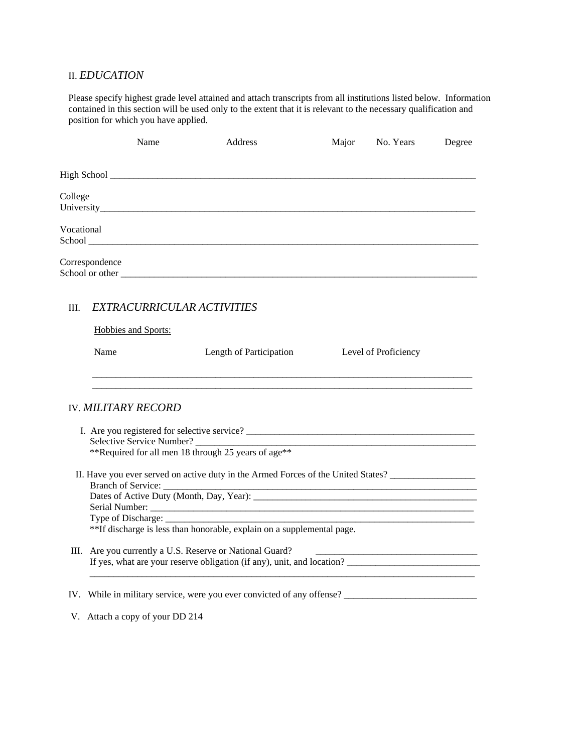## II. *EDUCATION*

Please specify highest grade level attained and attach transcripts from all institutions listed below. Information contained in this section will be used only to the extent that it is relevant to the necessary qualification and position for which you have applied.

| | Name | Address | Major | No. Years | Degree |
|---|---|---|---|---|---|
| High School | | | | | |
| College University | | | | | |
| Vocational School | | | | | |
| Correspondence School or other | | | | | |

## III. *EXTRACURRICULAR ACTIVITIES*

Hobbies and Sports:

| Name | Length of Participation | Level of Proficiency |
|---|---|---|
| | | |
| | | |

## IV. *MILITARY RECORD*

I. Are you registered for selective service? ____________________________________________
Selective Service Number? ____________________________________________
**Required for all men 18 through 25 years of age**

II. Have you ever served on active duty in the Armed Forces of the United States? ______________
Branch of Service: ____________________________________________
Dates of Active Duty (Month, Day, Year): ____________________________________________
Serial Number: ____________________________________________
Type of Discharge: ____________________________________________
**If discharge is less than honorable, explain on a supplemental page.

III. Are you currently a U.S. Reserve or National Guard? ______________________________
If yes, what are your reserve obligation (if any), unit, and location? ______________________________
____________________________________________

IV. While in military service, were you ever convicted of any offense? ______________________________

V. Attach a copy of your DD 214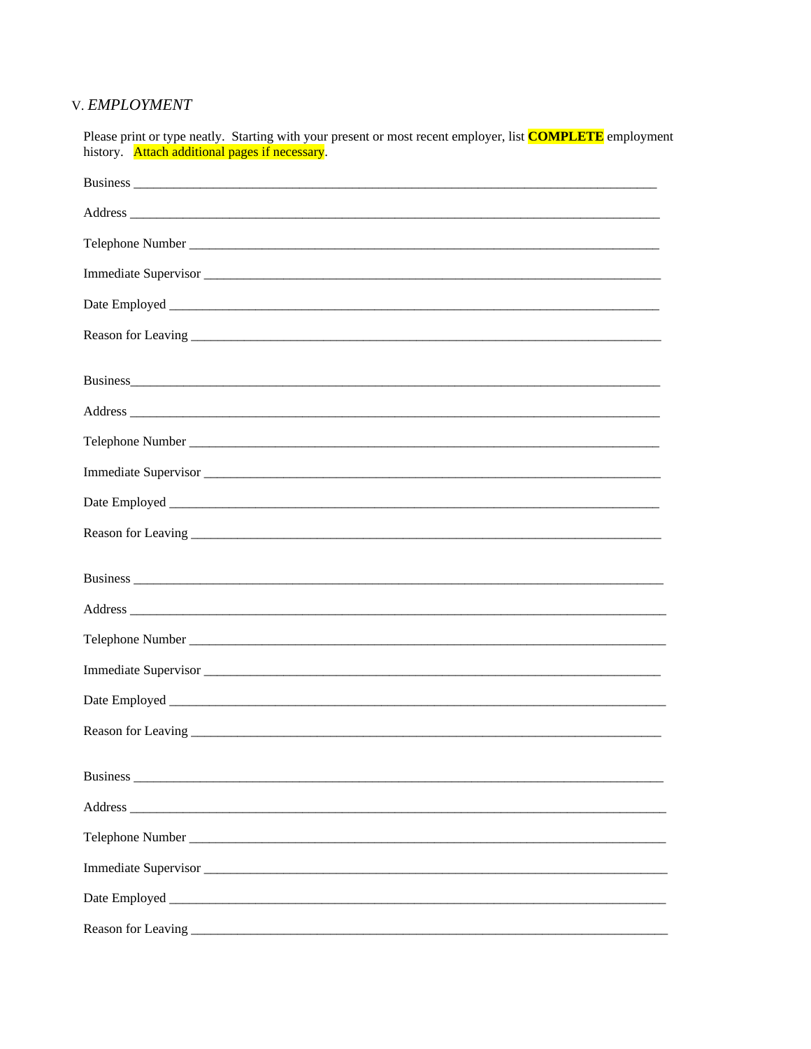## V. *EMPLOYMENT*

Please print or type neatly. Starting with your present or most recent employer, list **COMPLETE** employment history. Attach additional pages if necessary.

Business ___________________________________________________________________________

Address ___________________________________________________________________________

Telephone Number ____________________________________________________________________

Immediate Supervisor __________________________________________________________________

Date Employed ______________________________________________________________________

Reason for Leaving ___________________________________________________________________

Business___________________________________________________________________________

Address ___________________________________________________________________________

Telephone Number ____________________________________________________________________

Immediate Supervisor __________________________________________________________________

Date Employed ______________________________________________________________________

Reason for Leaving ___________________________________________________________________

Business ___________________________________________________________________________

Address ___________________________________________________________________________

Telephone Number ____________________________________________________________________

Immediate Supervisor __________________________________________________________________

Date Employed ______________________________________________________________________

Reason for Leaving ___________________________________________________________________

Business ___________________________________________________________________________

Address ___________________________________________________________________________

Telephone Number ____________________________________________________________________

Immediate Supervisor __________________________________________________________________

Date Employed ______________________________________________________________________

Reason for Leaving ___________________________________________________________________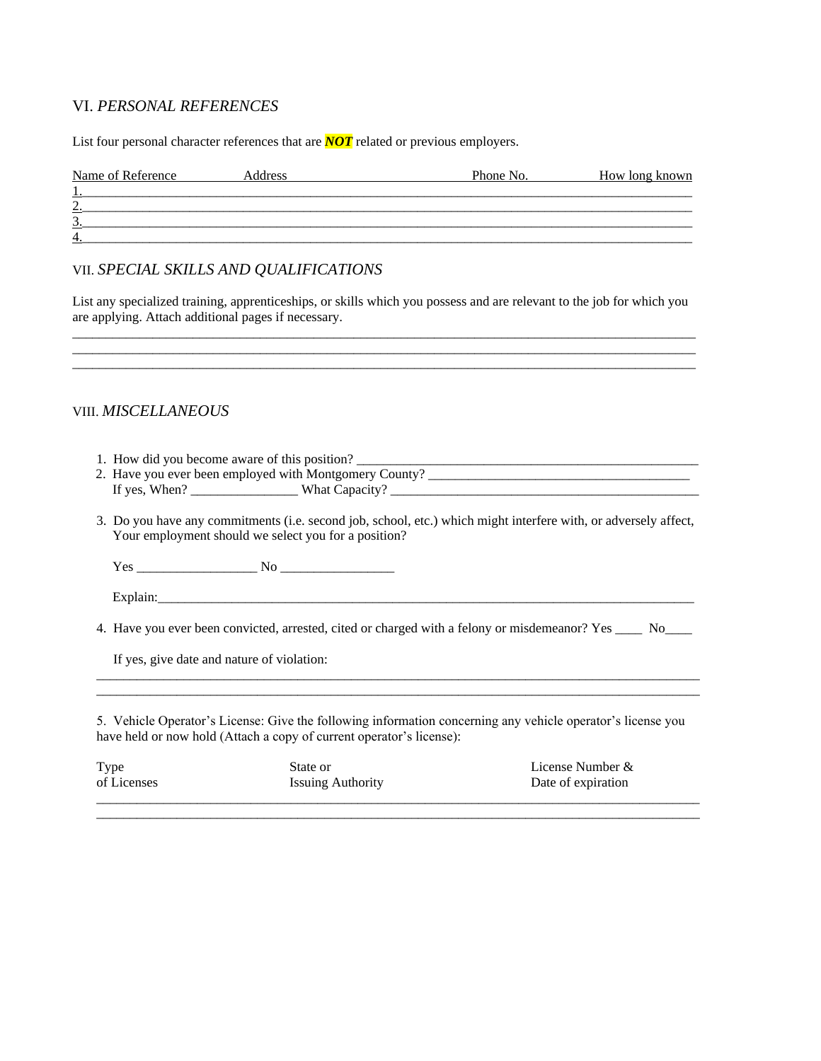## VI. *PERSONAL REFERENCES*

List four personal character references that are ***NOT*** related or previous employers.

| Name of Reference | Address | Phone No. | How long known |
|---|---|---|---|
| 1. | | | |
| 2. | | | |
| 3. | | | |
| 4. | | | |

## VII. *SPECIAL SKILLS AND QUALIFICATIONS*

List any specialized training, apprenticeships, or skills which you possess and are relevant to the job for which you are applying. Attach additional pages if necessary.

______________________________________________________________________________________
______________________________________________________________________________________
______________________________________________________________________________________

## VIII. *MISCELLANEOUS*

1. How did you become aware of this position? ____________________________________________
2. Have you ever been employed with Montgomery County? _____________________________________
   If yes, When? _______________ What Capacity? ___________________________________________
3. Do you have any commitments (i.e. second job, school, etc.) which might interfere with, or adversely affect, Your employment should we select you for a position?

   Yes _________________ No ________________

   Explain:_____________________________________________________________________________

4. Have you ever been convicted, arrested, cited or charged with a felony or misdemeanor? Yes ____ No____

   If yes, give date and nature of violation:
______________________________________________________________________________________
______________________________________________________________________________________

5. Vehicle Operator's License: Give the following information concerning any vehicle operator's license you have held or now hold (Attach a copy of current operator's license):

| Type of Licenses | State or Issuing Authority | License Number & Date of expiration |
|---|---|---|
| | | |
| | | |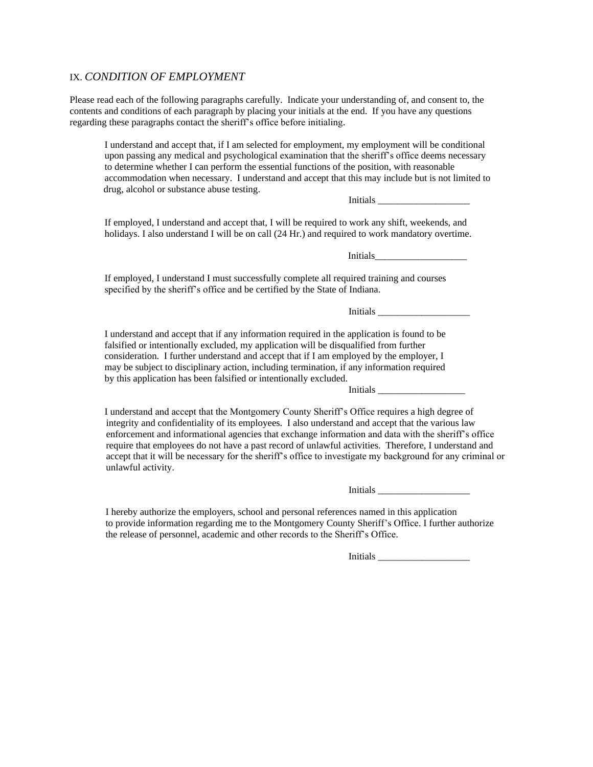## IX. *CONDITION OF EMPLOYMENT*

Please read each of the following paragraphs carefully. Indicate your understanding of, and consent to, the contents and conditions of each paragraph by placing your initials at the end. If you have any questions regarding these paragraphs contact the sheriff's office before initialing.

I understand and accept that, if I am selected for employment, my employment will be conditional upon passing any medical and psychological examination that the sheriff's office deems necessary to determine whether I can perform the essential functions of the position, with reasonable accommodation when necessary. I understand and accept that this may include but is not limited to drug, alcohol or substance abuse testing.

Initials ___________________

If employed, I understand and accept that, I will be required to work any shift, weekends, and holidays. I also understand I will be on call (24 Hr.) and required to work mandatory overtime.

Initials___________________

If employed, I understand I must successfully complete all required training and courses specified by the sheriff's office and be certified by the State of Indiana.

Initials ___________________

I understand and accept that if any information required in the application is found to be falsified or intentionally excluded, my application will be disqualified from further consideration. I further understand and accept that if I am employed by the employer, I may be subject to disciplinary action, including termination, if any information required by this application has been falsified or intentionally excluded.

Initials __________________

I understand and accept that the Montgomery County Sheriff's Office requires a high degree of integrity and confidentiality of its employees. I also understand and accept that the various law enforcement and informational agencies that exchange information and data with the sheriff's office require that employees do not have a past record of unlawful activities. Therefore, I understand and accept that it will be necessary for the sheriff's office to investigate my background for any criminal or unlawful activity.

Initials ___________________

I hereby authorize the employers, school and personal references named in this application to provide information regarding me to the Montgomery County Sheriff's Office. I further authorize the release of personnel, academic and other records to the Sheriff's Office.

Initials ___________________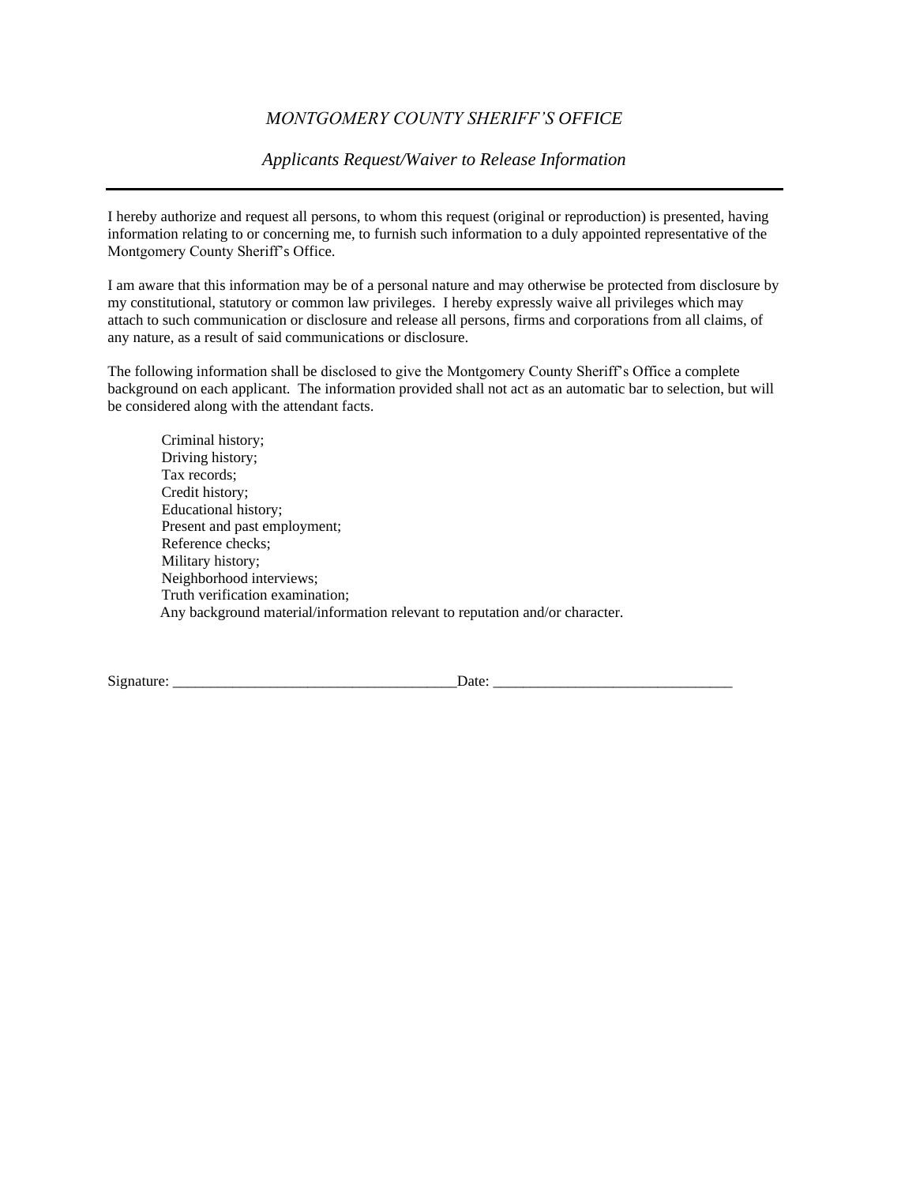*MONTGOMERY COUNTY SHERIFF'S OFFICE*

*Applicants Request/Waiver to Release Information*

---

I hereby authorize and request all persons, to whom this request (original or reproduction) is presented, having information relating to or concerning me, to furnish such information to a duly appointed representative of the Montgomery County Sheriff's Office.

I am aware that this information may be of a personal nature and may otherwise be protected from disclosure by my constitutional, statutory or common law privileges. I hereby expressly waive all privileges which may attach to such communication or disclosure and release all persons, firms and corporations from all claims, of any nature, as a result of said communications or disclosure.

The following information shall be disclosed to give the Montgomery County Sheriff's Office a complete background on each applicant. The information provided shall not act as an automatic bar to selection, but will be considered along with the attendant facts.

Criminal history;
Driving history;
Tax records;
Credit history;
Educational history;
Present and past employment;
Reference checks;
Military history;
Neighborhood interviews;
Truth verification examination;
Any background material/information relevant to reputation and/or character.

Signature: ______________________________________Date: ________________________________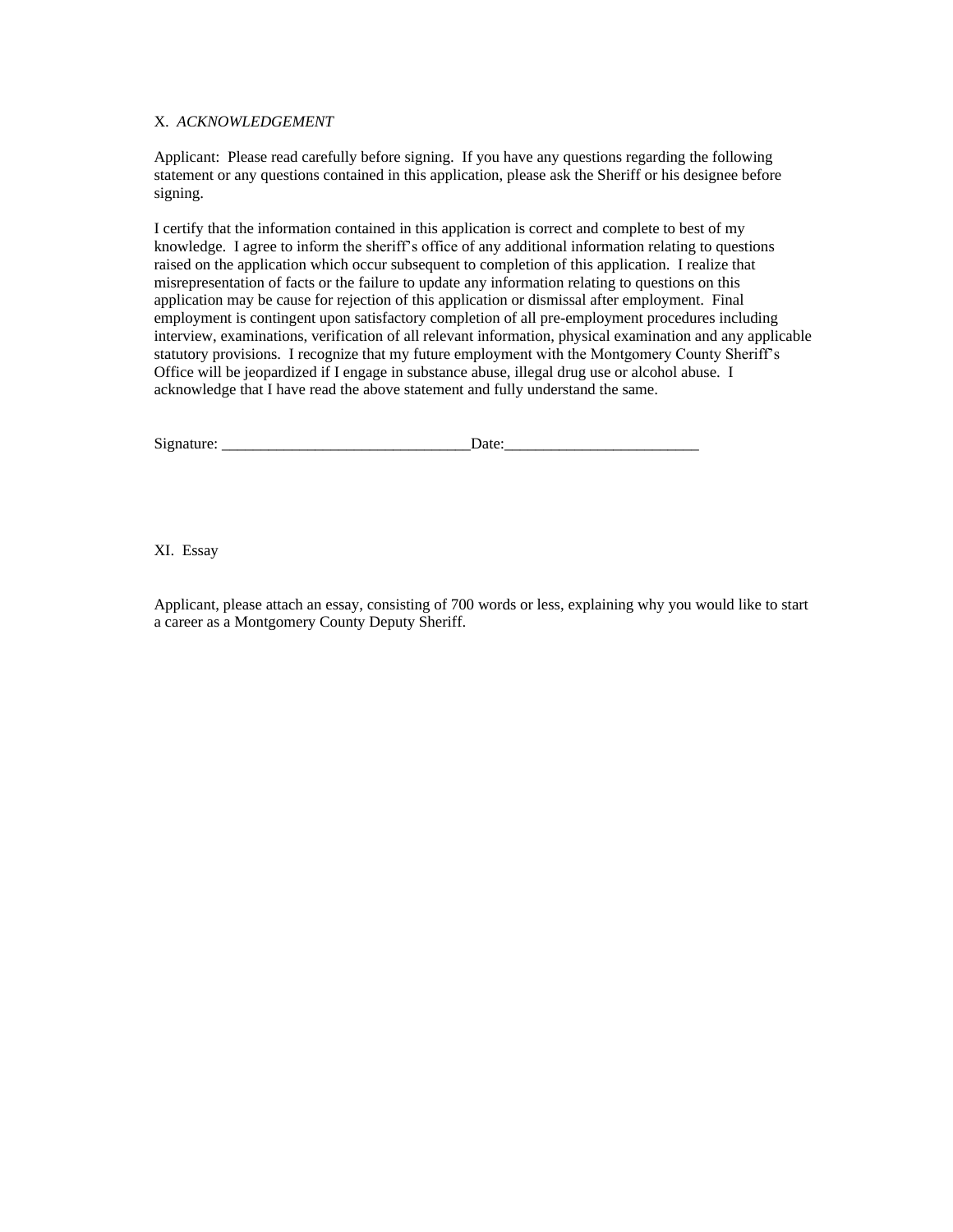## X. *ACKNOWLEDGEMENT*

Applicant: Please read carefully before signing. If you have any questions regarding the following statement or any questions contained in this application, please ask the Sheriff or his designee before signing.

I certify that the information contained in this application is correct and complete to best of my knowledge. I agree to inform the sheriff's office of any additional information relating to questions raised on the application which occur subsequent to completion of this application. I realize that misrepresentation of facts or the failure to update any information relating to questions on this application may be cause for rejection of this application or dismissal after employment. Final employment is contingent upon satisfactory completion of all pre-employment procedures including interview, examinations, verification of all relevant information, physical examination and any applicable statutory provisions. I recognize that my future employment with the Montgomery County Sheriff's Office will be jeopardized if I engage in substance abuse, illegal drug use or alcohol abuse. I acknowledge that I have read the above statement and fully understand the same.

Signature: ________________________________Date:_________________________

## XI. Essay

Applicant, please attach an essay, consisting of 700 words or less, explaining why you would like to start a career as a Montgomery County Deputy Sheriff.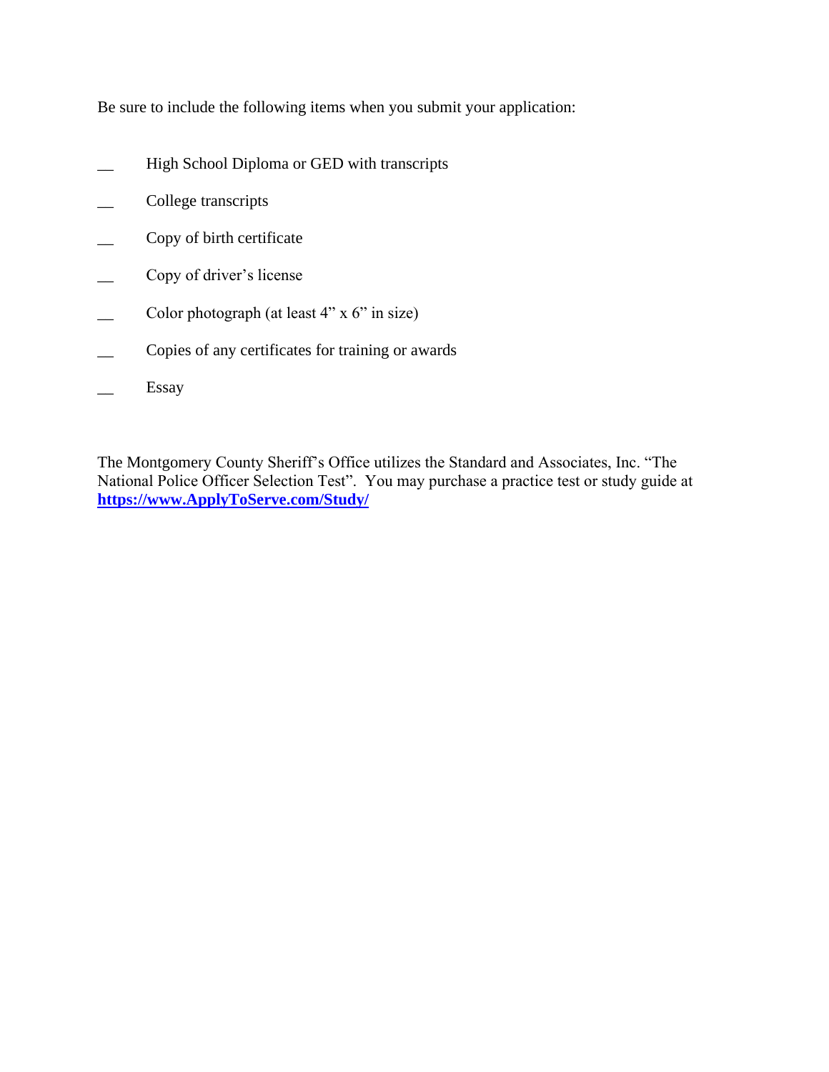Be sure to include the following items when you submit your application:

__ High School Diploma or GED with transcripts

__ College transcripts

__ Copy of birth certificate

__ Copy of driver's license

__ Color photograph (at least 4" x 6" in size)

__ Copies of any certificates for training or awards

__ Essay

The Montgomery County Sheriff's Office utilizes the Standard and Associates, Inc. "The National Police Officer Selection Test". You may purchase a practice test or study guide at **https://www.ApplyToServe.com/Study/**